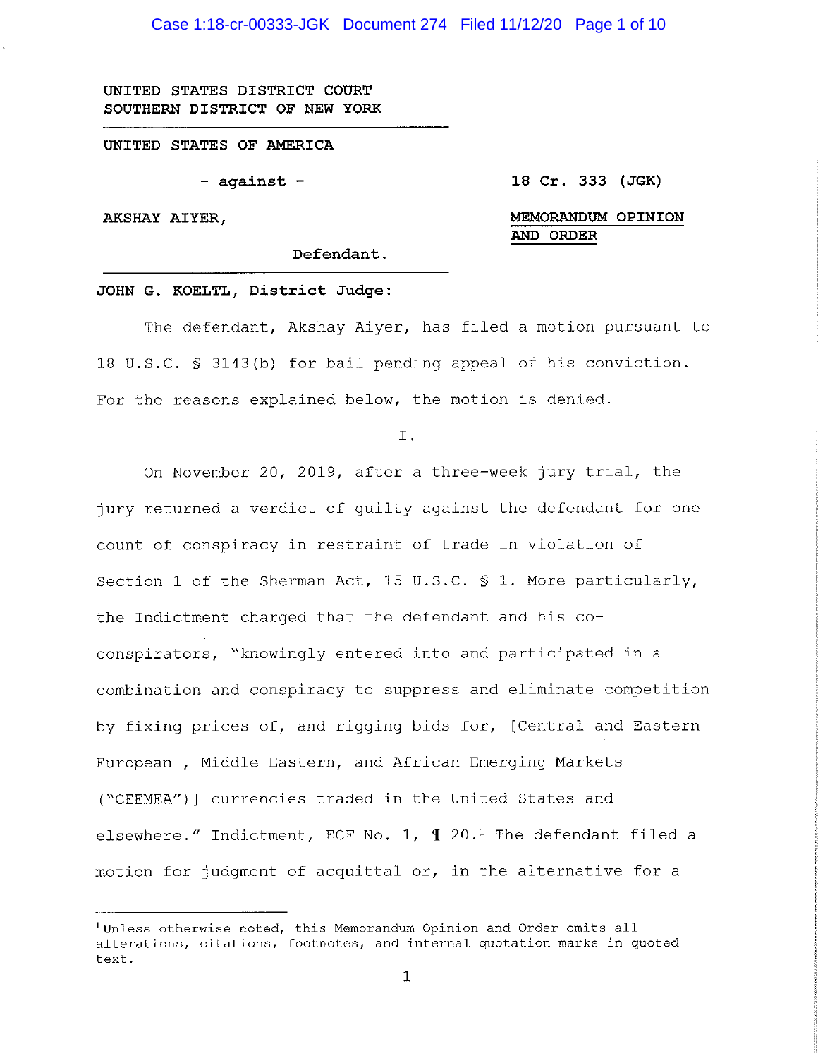UNITED STATES DISTRICT COURT
SOUTHERN DISTRICT OF NEW YORK

---

UNITED STATES OF AMERICA

- against -

AKSHAY AIYER,

Defendant.

---

18 Cr. 333 (JGK)

**MEMORANDUM OPINION AND ORDER**

**JOHN G. KOELTL, District Judge:**

The defendant, Akshay Aiyer, has filed a motion pursuant to 18 U.S.C. § 3143(b) for bail pending appeal of his conviction. For the reasons explained below, the motion is denied.

I.

On November 20, 2019, after a three-week jury trial, the jury returned a verdict of guilty against the defendant for one count of conspiracy in restraint of trade in violation of Section 1 of the Sherman Act, 15 U.S.C. § 1. More particularly, the Indictment charged that the defendant and his co-conspirators, "knowingly entered into and participated in a combination and conspiracy to suppress and eliminate competition by fixing prices of, and rigging bids for, [Central and Eastern European , Middle Eastern, and African Emerging Markets ("CEEMEA")] currencies traded in the United States and elsewhere." Indictment, ECF No. 1, ¶ 20.[1] The defendant filed a motion for judgment of acquittal or, in the alternative for a

---

[1] Unless otherwise noted, this Memorandum Opinion and Order omits all alterations, citations, footnotes, and internal quotation marks in quoted text.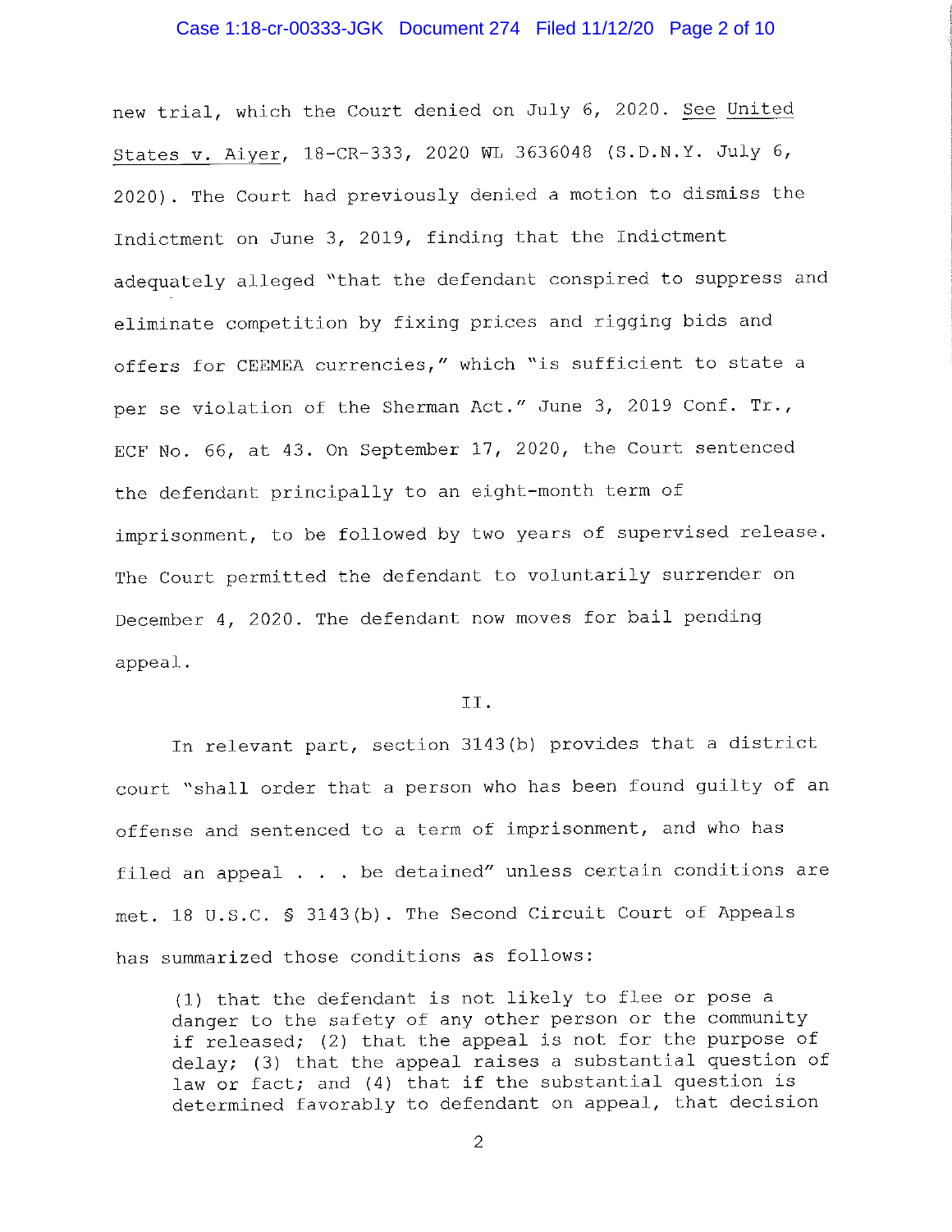new trial, which the Court denied on July 6, 2020. See United States v. Aiyer, 18-CR-333, 2020 WL 3636048 (S.D.N.Y. July 6, 2020). The Court had previously denied a motion to dismiss the Indictment on June 3, 2019, finding that the Indictment adequately alleged "that the defendant conspired to suppress and eliminate competition by fixing prices and rigging bids and offers for CEEMEA currencies," which "is sufficient to state a per se violation of the Sherman Act." June 3, 2019 Conf. Tr., ECF No. 66, at 43. On September 17, 2020, the Court sentenced the defendant principally to an eight-month term of imprisonment, to be followed by two years of supervised release. The Court permitted the defendant to voluntarily surrender on December 4, 2020. The defendant now moves for bail pending appeal.

## II.

In relevant part, section 3143(b) provides that a district court "shall order that a person who has been found guilty of an offense and sentenced to a term of imprisonment, and who has filed an appeal . . . be detained" unless certain conditions are met. 18 U.S.C. § 3143(b). The Second Circuit Court of Appeals has summarized those conditions as follows:

> (1) that the defendant is not likely to flee or pose a danger to the safety of any other person or the community if released; (2) that the appeal is not for the purpose of delay; (3) that the appeal raises a substantial question of law or fact; and (4) that if the substantial question is determined favorably to defendant on appeal, that decision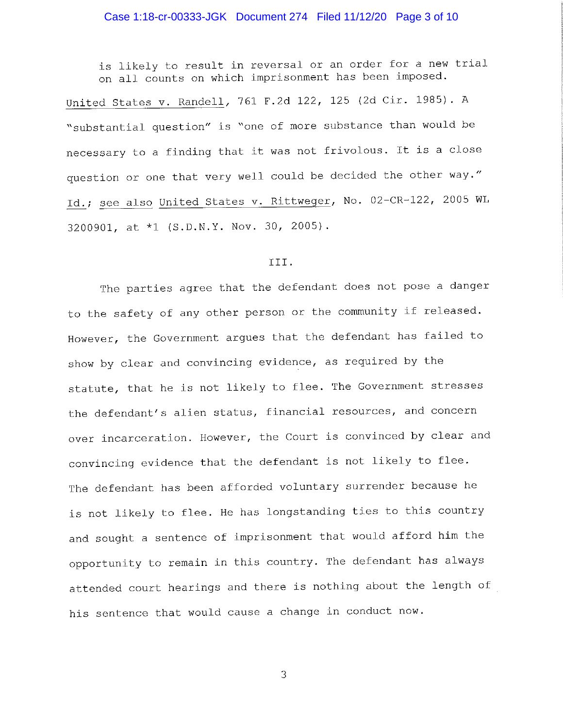is likely to result in reversal or an order for a new trial on all counts on which imprisonment has been imposed.

United States v. Randell, 761 F.2d 122, 125 (2d Cir. 1985). A "substantial question" is "one of more substance than would be necessary to a finding that it was not frivolous. It is a close question or one that very well could be decided the other way." Id.; see also United States v. Rittweger, No. 02-CR-122, 2005 WL 3200901, at *1 (S.D.N.Y. Nov. 30, 2005).

III.

The parties agree that the defendant does not pose a danger to the safety of any other person or the community if released. However, the Government argues that the defendant has failed to show by clear and convincing evidence, as required by the statute, that he is not likely to flee. The Government stresses the defendant's alien status, financial resources, and concern over incarceration. However, the Court is convinced by clear and convincing evidence that the defendant is not likely to flee. The defendant has been afforded voluntary surrender because he is not likely to flee. He has longstanding ties to this country and sought a sentence of imprisonment that would afford him the opportunity to remain in this country. The defendant has always attended court hearings and there is nothing about the length of his sentence that would cause a change in conduct now.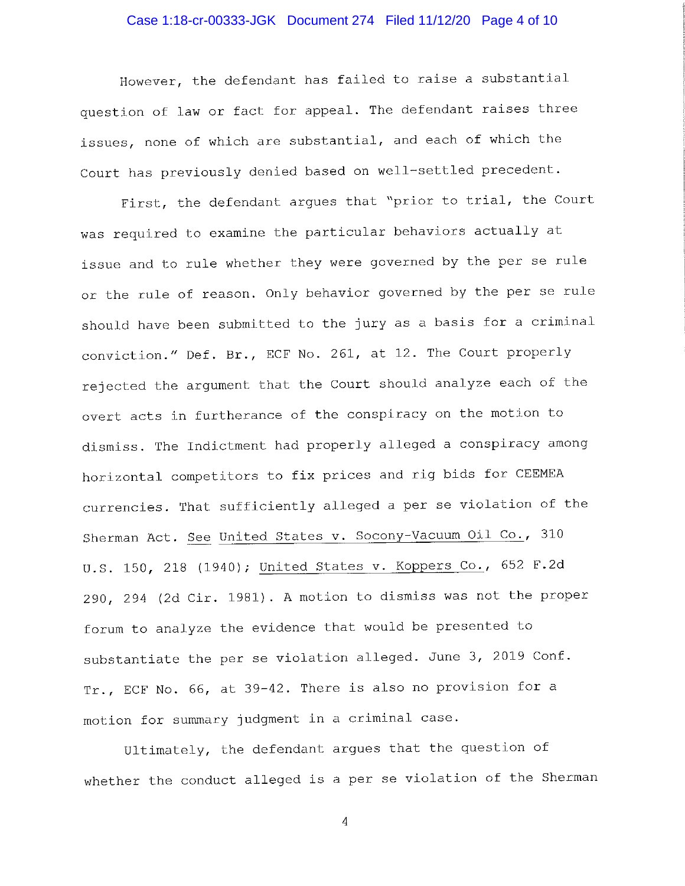However, the defendant has failed to raise a substantial question of law or fact for appeal. The defendant raises three issues, none of which are substantial, and each of which the Court has previously denied based on well-settled precedent.

First, the defendant argues that "prior to trial, the Court was required to examine the particular behaviors actually at issue and to rule whether they were governed by the per se rule or the rule of reason. Only behavior governed by the per se rule should have been submitted to the jury as a basis for a criminal conviction." Def. Br., ECF No. 261, at 12. The Court properly rejected the argument that the Court should analyze each of the overt acts in furtherance of the conspiracy on the motion to dismiss. The Indictment had properly alleged a conspiracy among horizontal competitors to fix prices and rig bids for CEEMEA currencies. That sufficiently alleged a per se violation of the Sherman Act. See United States v. Socony-Vacuum Oil Co., 310 U.S. 150, 218 (1940); United States v. Koppers Co., 652 F.2d 290, 294 (2d Cir. 1981). A motion to dismiss was not the proper forum to analyze the evidence that would be presented to substantiate the per se violation alleged. June 3, 2019 Conf. Tr., ECF No. 66, at 39-42. There is also no provision for a motion for summary judgment in a criminal case.

Ultimately, the defendant argues that the question of whether the conduct alleged is a per se violation of the Sherman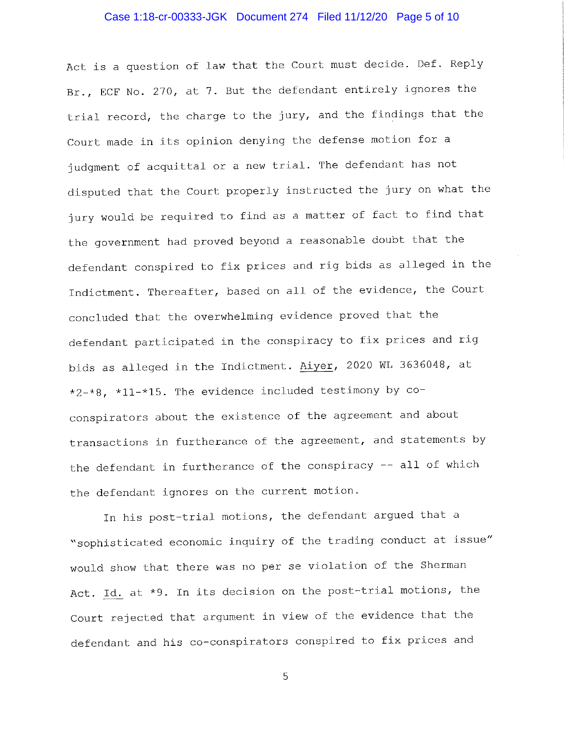Act is a question of law that the Court must decide. Def. Reply Br., ECF No. 270, at 7. But the defendant entirely ignores the trial record, the charge to the jury, and the findings that the Court made in its opinion denying the defense motion for a judgment of acquittal or a new trial. The defendant has not disputed that the Court properly instructed the jury on what the jury would be required to find as a matter of fact to find that the government had proved beyond a reasonable doubt that the defendant conspired to fix prices and rig bids as alleged in the Indictment. Thereafter, based on all of the evidence, the Court concluded that the overwhelming evidence proved that the defendant participated in the conspiracy to fix prices and rig bids as alleged in the Indictment. Aiyer, 2020 WL 3636048, at *2-*8, *11-*15. The evidence included testimony by co-conspirators about the existence of the agreement and about transactions in furtherance of the agreement, and statements by the defendant in furtherance of the conspiracy -- all of which the defendant ignores on the current motion.

In his post-trial motions, the defendant argued that a "sophisticated economic inquiry of the trading conduct at issue" would show that there was no per se violation of the Sherman Act. Id. at *9. In its decision on the post-trial motions, the Court rejected that argument in view of the evidence that the defendant and his co-conspirators conspired to fix prices and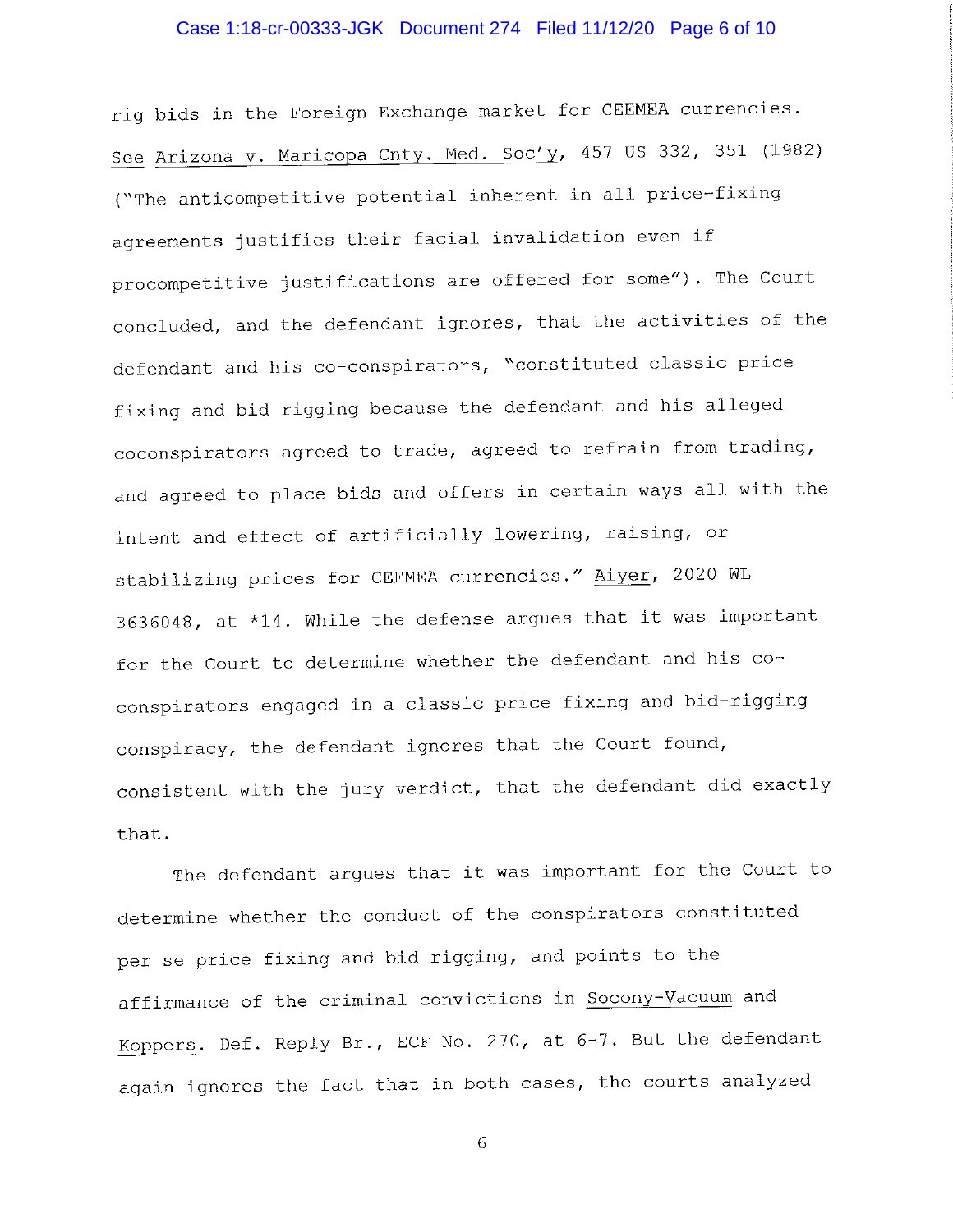rig bids in the Foreign Exchange market for CEEMEA currencies. See Arizona v. Maricopa Cnty. Med. Soc'y, 457 US 332, 351 (1982) ("The anticompetitive potential inherent in all price-fixing agreements justifies their facial invalidation even if procompetitive justifications are offered for some"). The Court concluded, and the defendant ignores, that the activities of the defendant and his co-conspirators, "constituted classic price fixing and bid rigging because the defendant and his alleged coconspirators agreed to trade, agreed to refrain from trading, and agreed to place bids and offers in certain ways all with the intent and effect of artificially lowering, raising, or stabilizing prices for CEEMEA currencies." Aiyer, 2020 WL 3636048, at *14. While the defense argues that it was important for the Court to determine whether the defendant and his co-conspirators engaged in a classic price fixing and bid-rigging conspiracy, the defendant ignores that the Court found, consistent with the jury verdict, that the defendant did exactly that.

The defendant argues that it was important for the Court to determine whether the conduct of the conspirators constituted per se price fixing and bid rigging, and points to the affirmance of the criminal convictions in Socony-Vacuum and Koppers. Def. Reply Br., ECF No. 270, at 6-7. But the defendant again ignores the fact that in both cases, the courts analyzed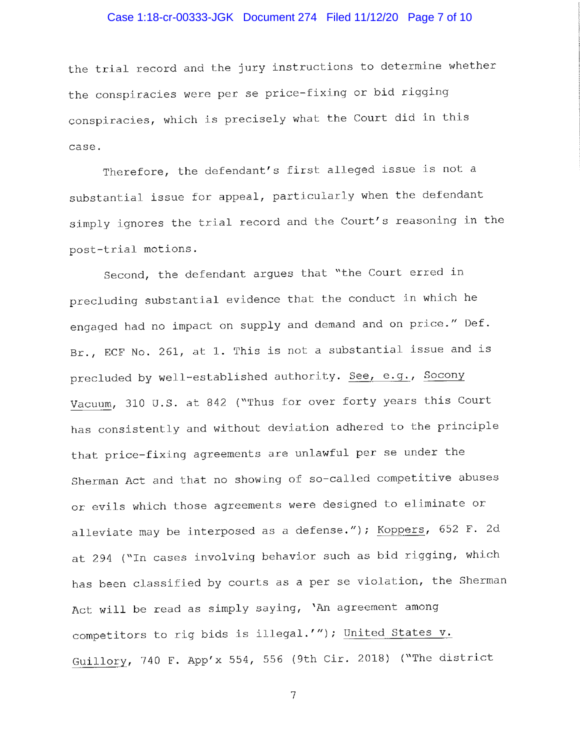the trial record and the jury instructions to determine whether the conspiracies were per se price-fixing or bid rigging conspiracies, which is precisely what the Court did in this case.

Therefore, the defendant's first alleged issue is not a substantial issue for appeal, particularly when the defendant simply ignores the trial record and the Court's reasoning in the post-trial motions.

Second, the defendant argues that "the Court erred in precluding substantial evidence that the conduct in which he engaged had no impact on supply and demand and on price." Def. Br., ECF No. 261, at 1. This is not a substantial issue and is precluded by well-established authority. See, e.g., Socony Vacuum, 310 U.S. at 842 ("Thus for over forty years this Court has consistently and without deviation adhered to the principle that price-fixing agreements are unlawful per se under the Sherman Act and that no showing of so-called competitive abuses or evils which those agreements were designed to eliminate or alleviate may be interposed as a defense."); Koppers, 652 F. 2d at 294 ("In cases involving behavior such as bid rigging, which has been classified by courts as a per se violation, the Sherman Act will be read as simply saying, 'An agreement among competitors to rig bids is illegal.'"); United States v. Guillory, 740 F. App'x 554, 556 (9th Cir. 2018) ("The district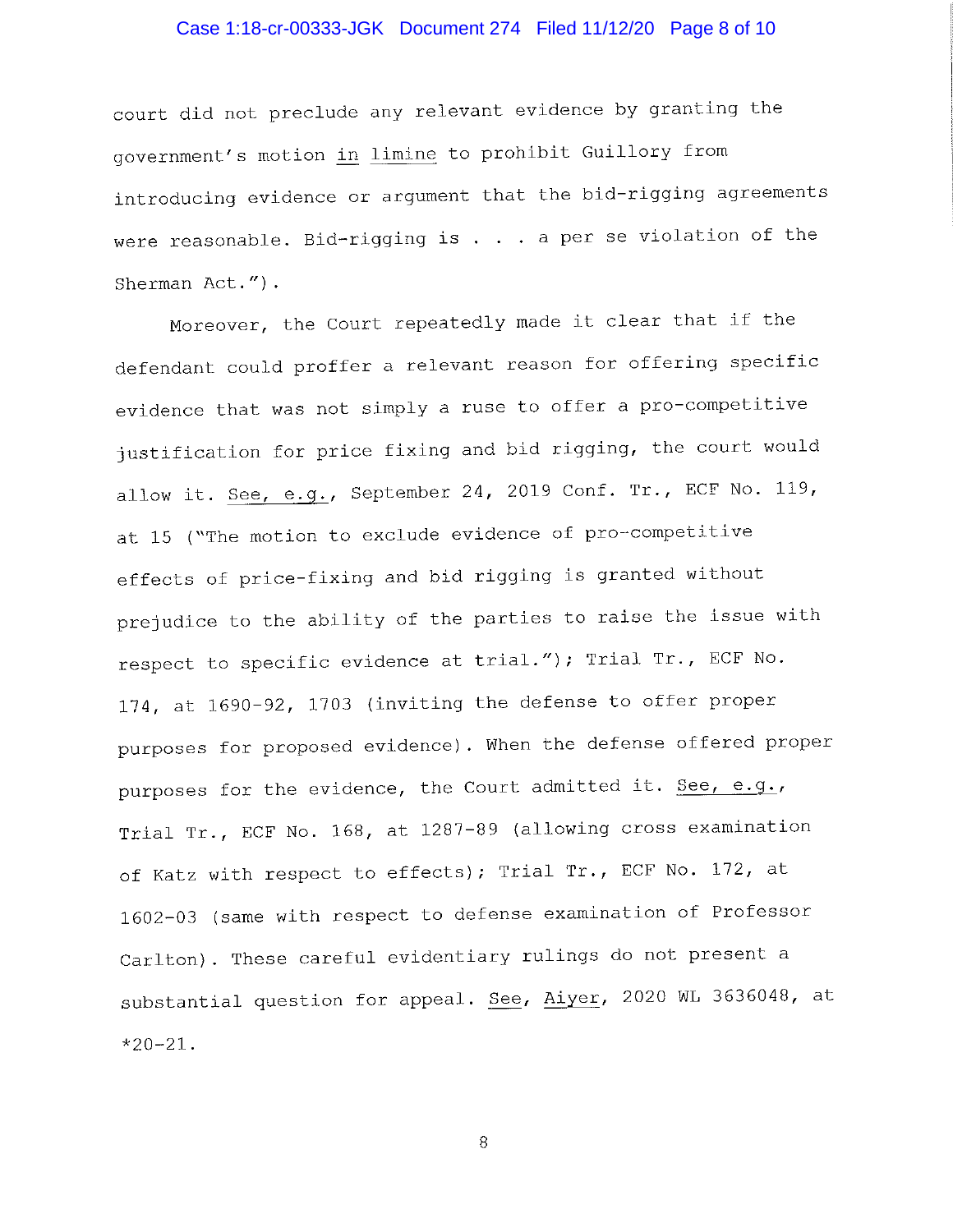court did not preclude any relevant evidence by granting the government's motion _in limine_ to prohibit Guillory from introducing evidence or argument that the bid-rigging agreements were reasonable. Bid-rigging is . . . a per se violation of the Sherman Act.").

Moreover, the Court repeatedly made it clear that if the defendant could proffer a relevant reason for offering specific evidence that was not simply a ruse to offer a pro-competitive justification for price fixing and bid rigging, the court would allow it. _See, e.g._, September 24, 2019 Conf. Tr., ECF No. 119, at 15 ("The motion to exclude evidence of pro-competitive effects of price-fixing and bid rigging is granted without prejudice to the ability of the parties to raise the issue with respect to specific evidence at trial."); Trial Tr., ECF No. 174, at 1690-92, 1703 (inviting the defense to offer proper purposes for proposed evidence). When the defense offered proper purposes for the evidence, the Court admitted it. _See, e.g._, Trial Tr., ECF No. 168, at 1287-89 (allowing cross examination of Katz with respect to effects); Trial Tr., ECF No. 172, at 1602-03 (same with respect to defense examination of Professor Carlton). These careful evidentiary rulings do not present a substantial question for appeal. _See_, _Aiyer_, 2020 WL 3636048, at *20-21.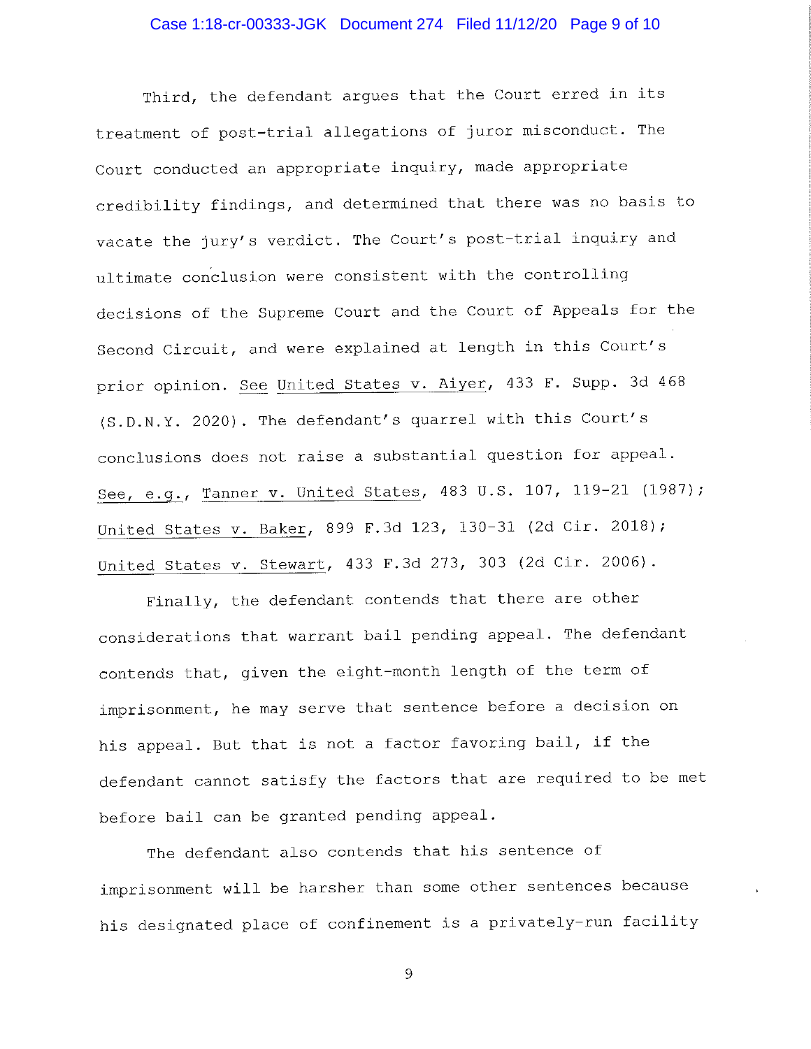Third, the defendant argues that the Court erred in its treatment of post-trial allegations of juror misconduct. The Court conducted an appropriate inquiry, made appropriate credibility findings, and determined that there was no basis to vacate the jury's verdict. The Court's post-trial inquiry and ultimate conclusion were consistent with the controlling decisions of the Supreme Court and the Court of Appeals for the Second Circuit, and were explained at length in this Court's prior opinion. See United States v. Aiyer, 433 F. Supp. 3d 468 (S.D.N.Y. 2020). The defendant's quarrel with this Court's conclusions does not raise a substantial question for appeal. See, e.g., Tanner v. United States, 483 U.S. 107, 119-21 (1987); United States v. Baker, 899 F.3d 123, 130-31 (2d Cir. 2018); United States v. Stewart, 433 F.3d 273, 303 (2d Cir. 2006).

Finally, the defendant contends that there are other considerations that warrant bail pending appeal. The defendant contends that, given the eight-month length of the term of imprisonment, he may serve that sentence before a decision on his appeal. But that is not a factor favoring bail, if the defendant cannot satisfy the factors that are required to be met before bail can be granted pending appeal.

The defendant also contends that his sentence of imprisonment will be harsher than some other sentences because his designated place of confinement is a privately-run facility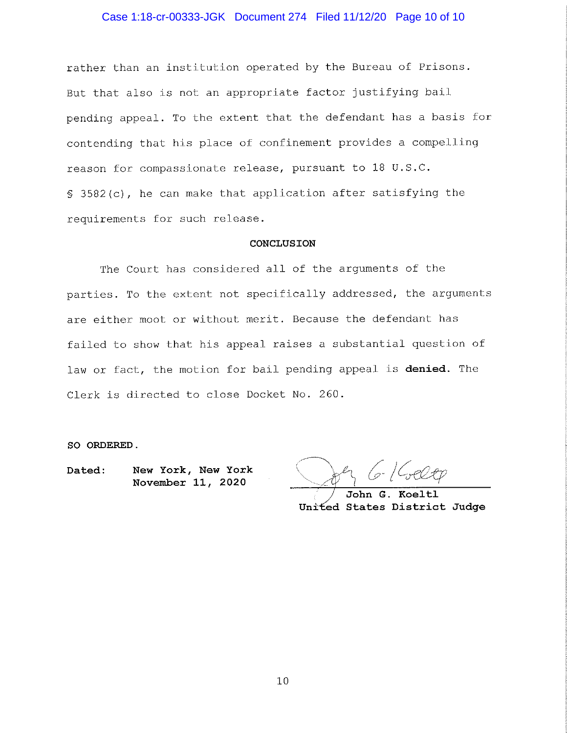rather than an institution operated by the Bureau of Prisons. But that also is not an appropriate factor justifying bail pending appeal. To the extent that the defendant has a basis for contending that his place of confinement provides a compelling reason for compassionate release, pursuant to 18 U.S.C. § 3582(c), he can make that application after satisfying the requirements for such release.

## CONCLUSION

The Court has considered all of the arguments of the parties. To the extent not specifically addressed, the arguments are either moot or without merit. Because the defendant has failed to show that his appeal raises a substantial question of law or fact, the motion for bail pending appeal is **denied**. The Clerk is directed to close Docket No. 260.

**SO ORDERED.**

**Dated:** **New York, New York**
**November 11, 2020**

John G. Koeltl
United States District Judge